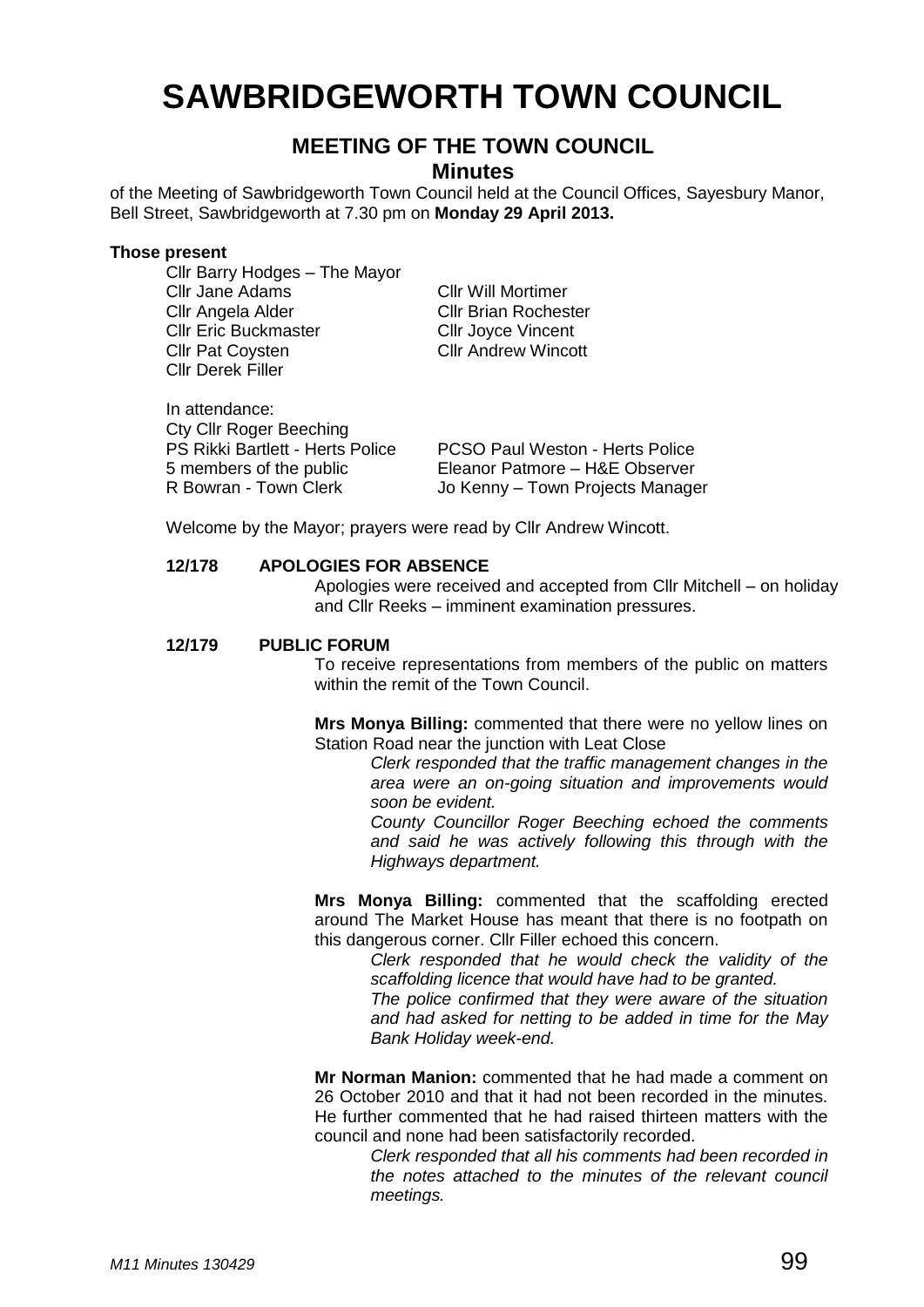# SAWBRIDGEWORTH TOWN COUNCIL

## MEETING OF THE TOWN COUNCIL

### Minutes

of the Meeting of Sawbridgeworth Town Council held at the Council Offices, Sayesbury Manor, Bell Street, Sawbridgeworth at 7.30 pm on **Monday 29 April 2013.**

**Those present**

Cllr Barry Hodges – The Mayor
Cllr Jane Adams
Cllr Angela Alder
Cllr Eric Buckmaster
Cllr Pat Coysten
Cllr Derek Filler
Cllr Will Mortimer
Cllr Brian Rochester
Cllr Joyce Vincent
Cllr Andrew Wincott

In attendance:
Cty Cllr Roger Beeching
PS Rikki Bartlett - Herts Police
PCSO Paul Weston - Herts Police
5 members of the public
Eleanor Patmore – H&E Observer
R Bowran - Town Clerk
Jo Kenny – Town Projects Manager

Welcome by the Mayor; prayers were read by Cllr Andrew Wincott.

**12/178 APOLOGIES FOR ABSENCE**

Apologies were received and accepted from Cllr Mitchell – on holiday and Cllr Reeks – imminent examination pressures.

**12/179 PUBLIC FORUM**

To receive representations from members of the public on matters within the remit of the Town Council.

**Mrs Monya Billing:** commented that there were no yellow lines on Station Road near the junction with Leat Close

*Clerk responded that the traffic management changes in the area were an on-going situation and improvements would soon be evident.*

*County Councillor Roger Beeching echoed the comments and said he was actively following this through with the Highways department.*

**Mrs Monya Billing:** commented that the scaffolding erected around The Market House has meant that there is no footpath on this dangerous corner. Cllr Filler echoed this concern.

*Clerk responded that he would check the validity of the scaffolding licence that would have had to be granted.*

*The police confirmed that they were aware of the situation and had asked for netting to be added in time for the May Bank Holiday week-end.*

**Mr Norman Manion:** commented that he had made a comment on 26 October 2010 and that it had not been recorded in the minutes. He further commented that he had raised thirteen matters with the council and none had been satisfactorily recorded.

*Clerk responded that all his comments had been recorded in the notes attached to the minutes of the relevant council meetings.*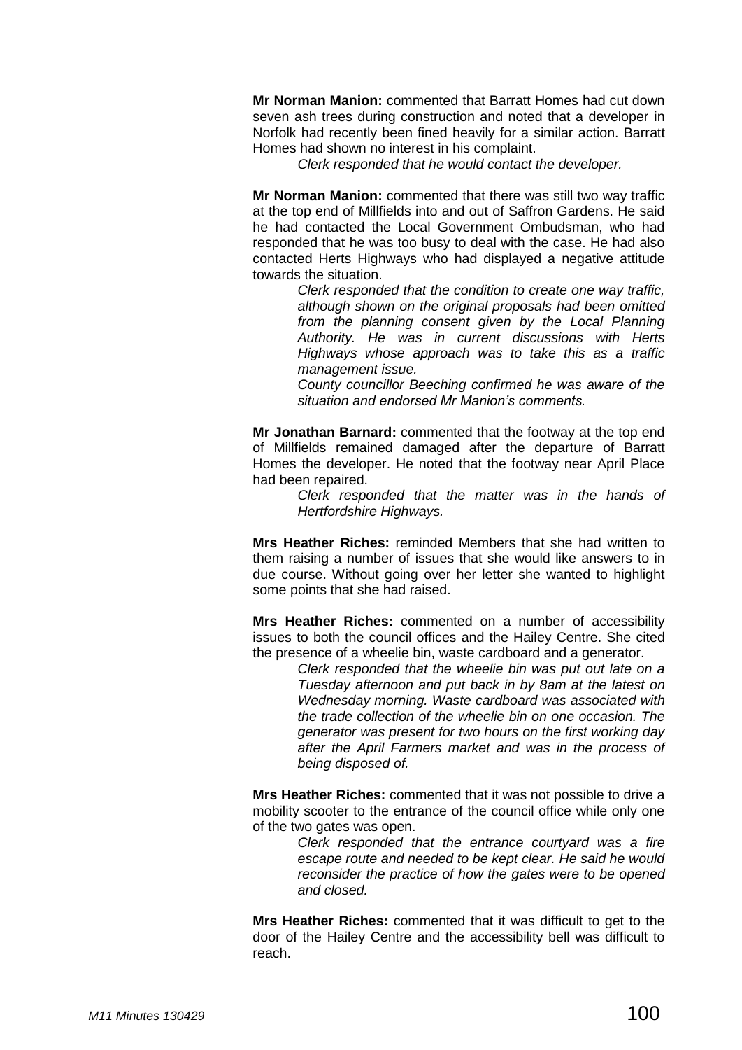**Mr Norman Manion:** commented that Barratt Homes had cut down seven ash trees during construction and noted that a developer in Norfolk had recently been fined heavily for a similar action. Barratt Homes had shown no interest in his complaint.

*Clerk responded that he would contact the developer.*

**Mr Norman Manion:** commented that there was still two way traffic at the top end of Millfields into and out of Saffron Gardens. He said he had contacted the Local Government Ombudsman, who had responded that he was too busy to deal with the case. He had also contacted Herts Highways who had displayed a negative attitude towards the situation.

*Clerk responded that the condition to create one way traffic, although shown on the original proposals had been omitted from the planning consent given by the Local Planning Authority. He was in current discussions with Herts Highways whose approach was to take this as a traffic management issue.*

*County councillor Beeching confirmed he was aware of the situation and endorsed Mr Manion's comments.*

**Mr Jonathan Barnard:** commented that the footway at the top end of Millfields remained damaged after the departure of Barratt Homes the developer. He noted that the footway near April Place had been repaired.

*Clerk responded that the matter was in the hands of Hertfordshire Highways.*

**Mrs Heather Riches:** reminded Members that she had written to them raising a number of issues that she would like answers to in due course. Without going over her letter she wanted to highlight some points that she had raised.

**Mrs Heather Riches:** commented on a number of accessibility issues to both the council offices and the Hailey Centre. She cited the presence of a wheelie bin, waste cardboard and a generator.

*Clerk responded that the wheelie bin was put out late on a Tuesday afternoon and put back in by 8am at the latest on Wednesday morning. Waste cardboard was associated with the trade collection of the wheelie bin on one occasion. The generator was present for two hours on the first working day after the April Farmers market and was in the process of being disposed of.*

**Mrs Heather Riches:** commented that it was not possible to drive a mobility scooter to the entrance of the council office while only one of the two gates was open.

*Clerk responded that the entrance courtyard was a fire escape route and needed to be kept clear. He said he would reconsider the practice of how the gates were to be opened and closed.*

**Mrs Heather Riches:** commented that it was difficult to get to the door of the Hailey Centre and the accessibility bell was difficult to reach.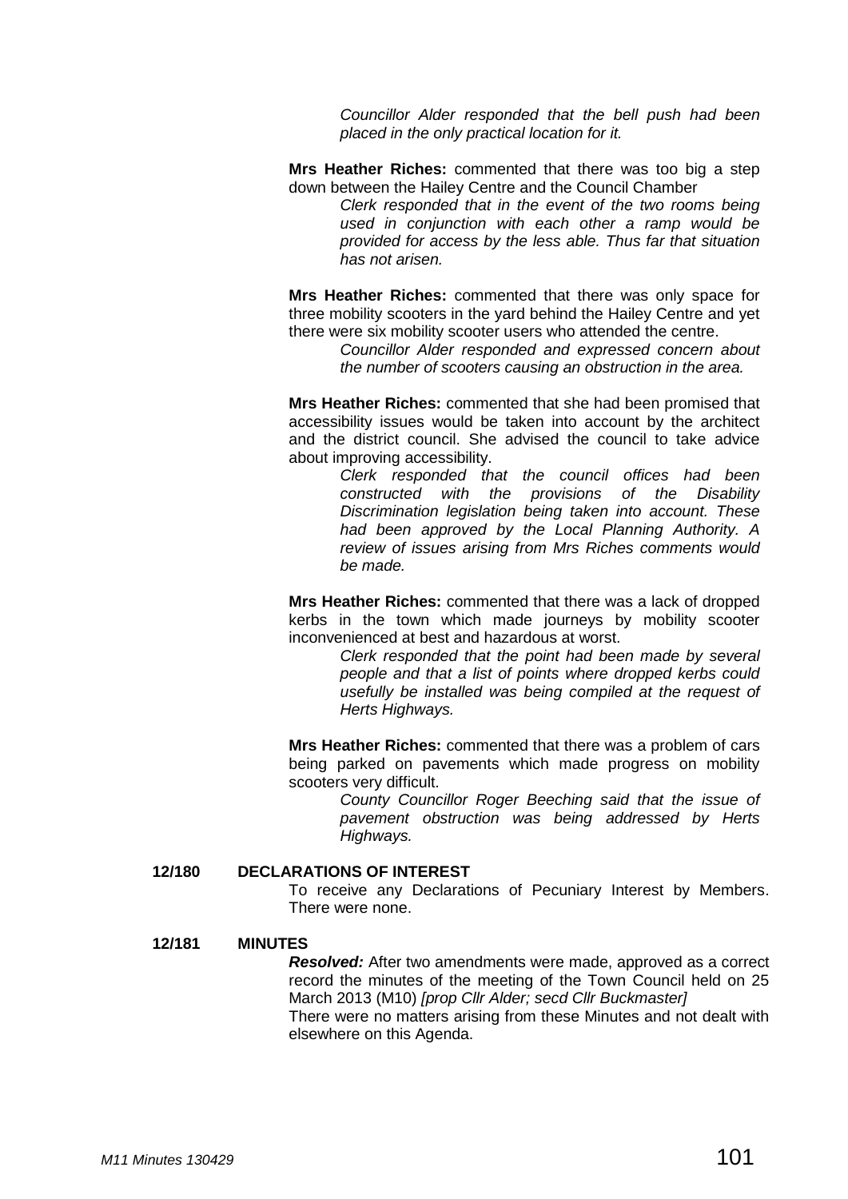*Councillor Alder responded that the bell push had been placed in the only practical location for it.*

**Mrs Heather Riches:** commented that there was too big a step down between the Hailey Centre and the Council Chamber

*Clerk responded that in the event of the two rooms being used in conjunction with each other a ramp would be provided for access by the less able. Thus far that situation has not arisen.*

**Mrs Heather Riches:** commented that there was only space for three mobility scooters in the yard behind the Hailey Centre and yet there were six mobility scooter users who attended the centre.

*Councillor Alder responded and expressed concern about the number of scooters causing an obstruction in the area.*

**Mrs Heather Riches:** commented that she had been promised that accessibility issues would be taken into account by the architect and the district council. She advised the council to take advice about improving accessibility.

*Clerk responded that the council offices had been constructed with the provisions of the Disability Discrimination legislation being taken into account. These had been approved by the Local Planning Authority. A review of issues arising from Mrs Riches comments would be made.*

**Mrs Heather Riches:** commented that there was a lack of dropped kerbs in the town which made journeys by mobility scooter inconvenienced at best and hazardous at worst.

*Clerk responded that the point had been made by several people and that a list of points where dropped kerbs could usefully be installed was being compiled at the request of Herts Highways.*

**Mrs Heather Riches:** commented that there was a problem of cars being parked on pavements which made progress on mobility scooters very difficult.

*County Councillor Roger Beeching said that the issue of pavement obstruction was being addressed by Herts Highways.*

**12/180 DECLARATIONS OF INTEREST**

To receive any Declarations of Pecuniary Interest by Members. There were none.

**12/181 MINUTES**

***Resolved:*** After two amendments were made, approved as a correct record the minutes of the meeting of the Town Council held on 25 March 2013 (M10) *[prop Cllr Alder; secd Cllr Buckmaster]*

There were no matters arising from these Minutes and not dealt with elsewhere on this Agenda.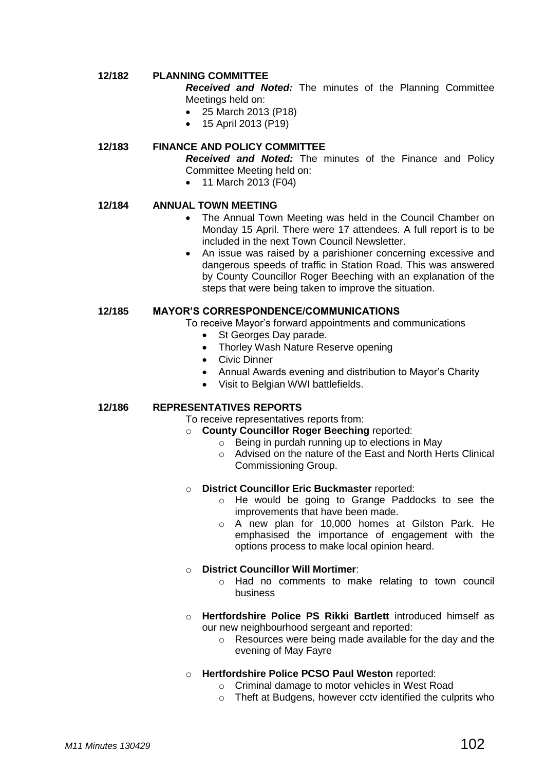## 12/182 PLANNING COMMITTEE

***Received and Noted:*** The minutes of the Planning Committee Meetings held on:

- 25 March 2013 (P18)
- 15 April 2013 (P19)

## 12/183 FINANCE AND POLICY COMMITTEE

***Received and Noted:*** The minutes of the Finance and Policy Committee Meeting held on:

- 11 March 2013 (F04)

## 12/184 ANNUAL TOWN MEETING

- The Annual Town Meeting was held in the Council Chamber on Monday 15 April. There were 17 attendees. A full report is to be included in the next Town Council Newsletter.
- An issue was raised by a parishioner concerning excessive and dangerous speeds of traffic in Station Road. This was answered by County Councillor Roger Beeching with an explanation of the steps that were being taken to improve the situation.

## 12/185 MAYOR'S CORRESPONDENCE/COMMUNICATIONS

To receive Mayor's forward appointments and communications

- St Georges Day parade.
- Thorley Wash Nature Reserve opening
- Civic Dinner
- Annual Awards evening and distribution to Mayor's Charity
- Visit to Belgian WWI battlefields.

## 12/186 REPRESENTATIVES REPORTS

To receive representatives reports from:

- **County Councillor Roger Beeching** reported:
  - Being in purdah running up to elections in May
  - Advised on the nature of the East and North Herts Clinical Commissioning Group.

- **District Councillor Eric Buckmaster** reported:
  - He would be going to Grange Paddocks to see the improvements that have been made.
  - A new plan for 10,000 homes at Gilston Park. He emphasised the importance of engagement with the options process to make local opinion heard.

- **District Councillor Will Mortimer**:
  - Had no comments to make relating to town council business

- **Hertfordshire Police PS Rikki Bartlett** introduced himself as our new neighbourhood sergeant and reported:
  - Resources were being made available for the day and the evening of May Fayre

- **Hertfordshire Police PCSO Paul Weston** reported:
  - Criminal damage to motor vehicles in West Road
  - Theft at Budgens, however cctv identified the culprits who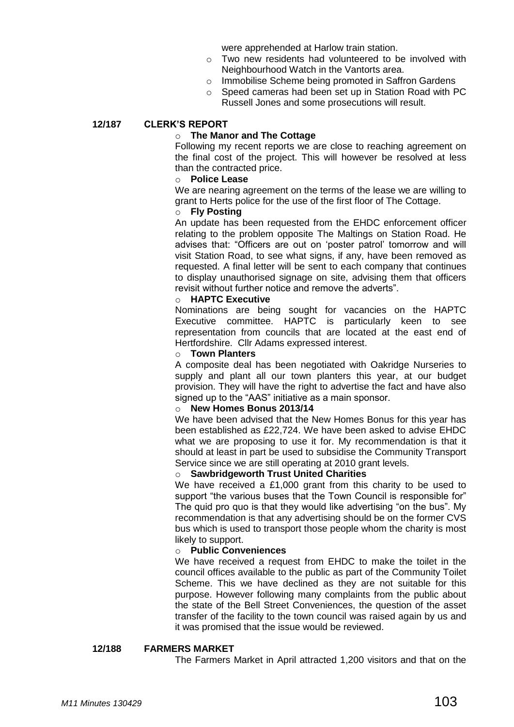were apprehended at Harlow train station.

- Two new residents had volunteered to be involved with Neighbourhood Watch in the Vantorts area.
- Immobilise Scheme being promoted in Saffron Gardens
- Speed cameras had been set up in Station Road with PC Russell Jones and some prosecutions will result.

## 12/187 CLERK'S REPORT

- **The Manor and The Cottage**

Following my recent reports we are close to reaching agreement on the final cost of the project. This will however be resolved at less than the contracted price.

- **Police Lease**

We are nearing agreement on the terms of the lease we are willing to grant to Herts police for the use of the first floor of The Cottage.

- **Fly Posting**

An update has been requested from the EHDC enforcement officer relating to the problem opposite The Maltings on Station Road. He advises that: "Officers are out on 'poster patrol' tomorrow and will visit Station Road, to see what signs, if any, have been removed as requested. A final letter will be sent to each company that continues to display unauthorised signage on site, advising them that officers revisit without further notice and remove the adverts".

- **HAPTC Executive**

Nominations are being sought for vacancies on the HAPTC Executive committee. HAPTC is particularly keen to see representation from councils that are located at the east end of Hertfordshire. Cllr Adams expressed interest.

- **Town Planters**

A composite deal has been negotiated with Oakridge Nurseries to supply and plant all our town planters this year, at our budget provision. They will have the right to advertise the fact and have also signed up to the "AAS" initiative as a main sponsor.

- **New Homes Bonus 2013/14**

We have been advised that the New Homes Bonus for this year has been established as £22,724. We have been asked to advise EHDC what we are proposing to use it for. My recommendation is that it should at least in part be used to subsidise the Community Transport Service since we are still operating at 2010 grant levels.

- **Sawbridgeworth Trust United Charities**

We have received a £1,000 grant from this charity to be used to support "the various buses that the Town Council is responsible for" The quid pro quo is that they would like advertising "on the bus". My recommendation is that any advertising should be on the former CVS bus which is used to transport those people whom the charity is most likely to support.

- **Public Conveniences**

We have received a request from EHDC to make the toilet in the council offices available to the public as part of the Community Toilet Scheme. This we have declined as they are not suitable for this purpose. However following many complaints from the public about the state of the Bell Street Conveniences, the question of the asset transfer of the facility to the town council was raised again by us and it was promised that the issue would be reviewed.

## 12/188 FARMERS MARKET

The Farmers Market in April attracted 1,200 visitors and that on the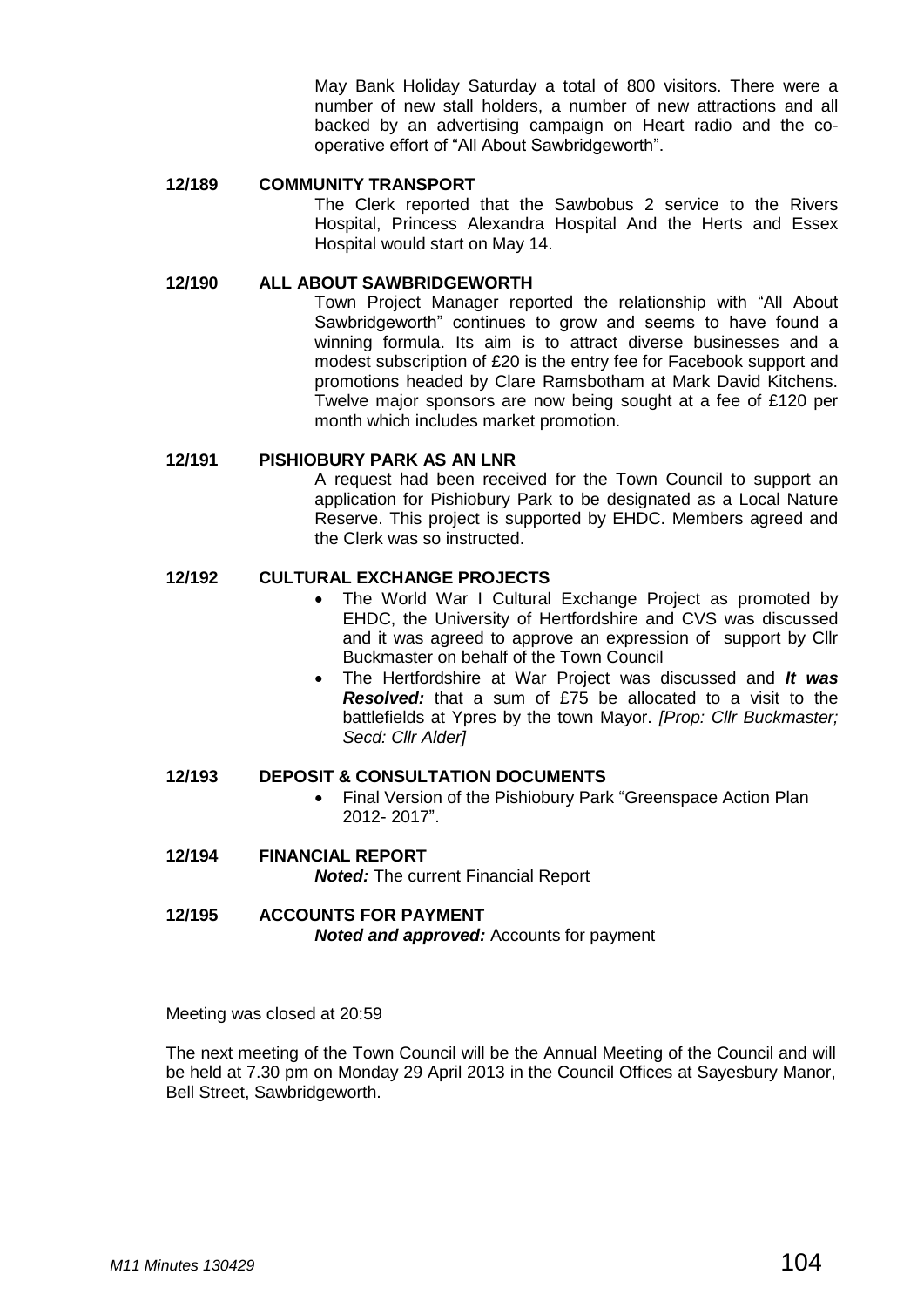May Bank Holiday Saturday a total of 800 visitors. There were a number of new stall holders, a number of new attractions and all backed by an advertising campaign on Heart radio and the co-operative effort of "All About Sawbridgeworth".

**12/189 COMMUNITY TRANSPORT**

The Clerk reported that the Sawbobus 2 service to the Rivers Hospital, Princess Alexandra Hospital And the Herts and Essex Hospital would start on May 14.

**12/190 ALL ABOUT SAWBRIDGEWORTH**

Town Project Manager reported the relationship with "All About Sawbridgeworth" continues to grow and seems to have found a winning formula. Its aim is to attract diverse businesses and a modest subscription of £20 is the entry fee for Facebook support and promotions headed by Clare Ramsbotham at Mark David Kitchens. Twelve major sponsors are now being sought at a fee of £120 per month which includes market promotion.

**12/191 PISHIOBURY PARK AS AN LNR**

A request had been received for the Town Council to support an application for Pishiobury Park to be designated as a Local Nature Reserve. This project is supported by EHDC. Members agreed and the Clerk was so instructed.

**12/192 CULTURAL EXCHANGE PROJECTS**

- The World War I Cultural Exchange Project as promoted by EHDC, the University of Hertfordshire and CVS was discussed and it was agreed to approve an expression of support by Cllr Buckmaster on behalf of the Town Council
- The Hertfordshire at War Project was discussed and ***It was Resolved:*** that a sum of £75 be allocated to a visit to the battlefields at Ypres by the town Mayor. *[Prop: Cllr Buckmaster; Secd: Cllr Alder]*

**12/193 DEPOSIT & CONSULTATION DOCUMENTS**

- Final Version of the Pishiobury Park "Greenspace Action Plan 2012- 2017".

**12/194 FINANCIAL REPORT**

***Noted:*** The current Financial Report

**12/195 ACCOUNTS FOR PAYMENT**

***Noted and approved:*** Accounts for payment

Meeting was closed at 20:59

The next meeting of the Town Council will be the Annual Meeting of the Council and will be held at 7.30 pm on Monday 29 April 2013 in the Council Offices at Sayesbury Manor, Bell Street, Sawbridgeworth.